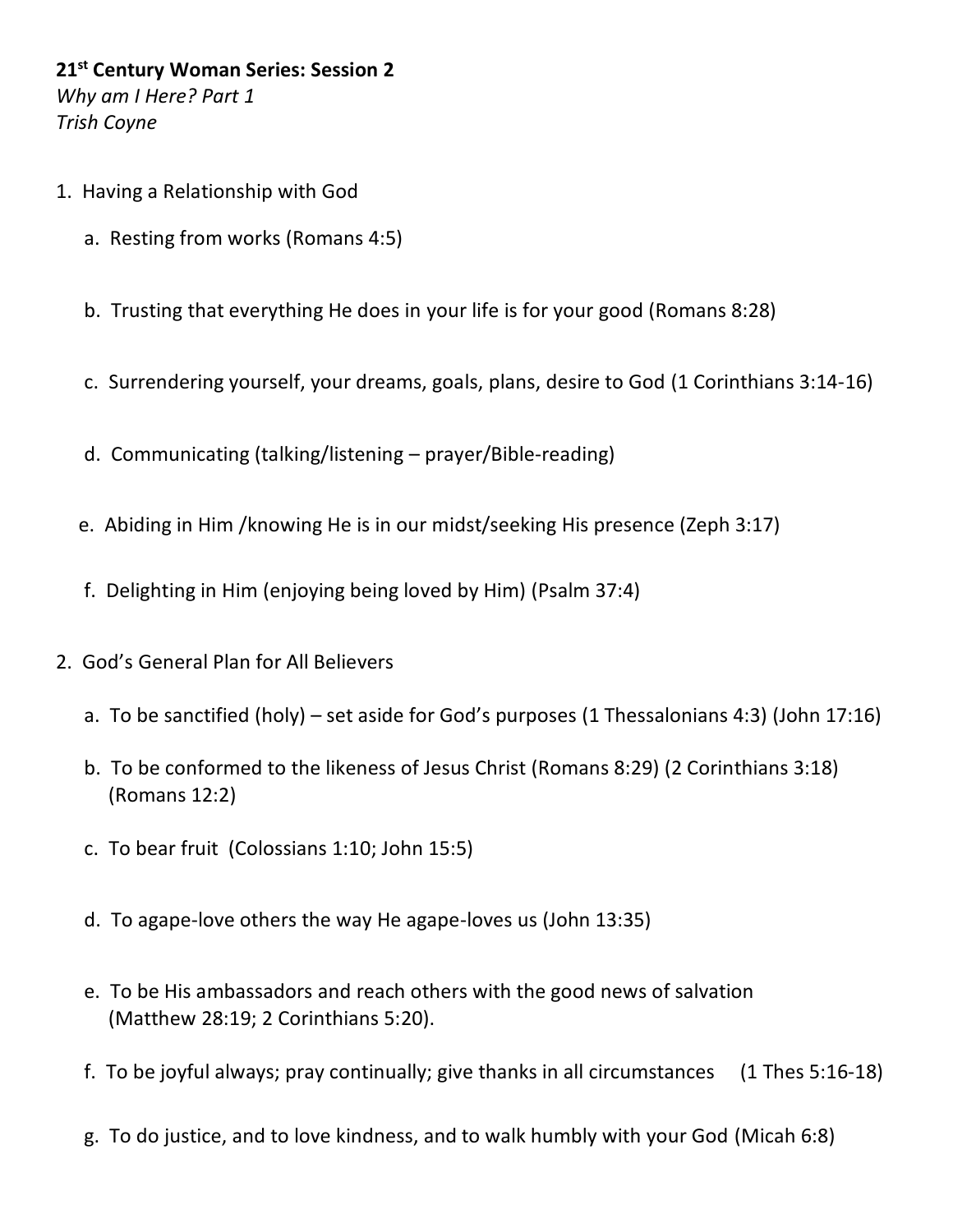**21st Century Woman Series: Session 2**
*Why am I Here? Part 1*
*Trish Coyne*

1. Having a Relationship with God
   a. Resting from works (Romans 4:5)

   b. Trusting that everything He does in your life is for your good (Romans 8:28)

   c. Surrendering yourself, your dreams, goals, plans, desire to God (1 Corinthians 3:14-16)

   d. Communicating (talking/listening – prayer/Bible-reading)

   e. Abiding in Him /knowing He is in our midst/seeking His presence (Zeph 3:17)

   f. Delighting in Him (enjoying being loved by Him) (Psalm 37:4)

2. God's General Plan for All Believers
   a. To be sanctified (holy) – set aside for God's purposes (1 Thessalonians 4:3) (John 17:16)

   b. To be conformed to the likeness of Jesus Christ (Romans 8:29) (2 Corinthians 3:18) (Romans 12:2)

   c. To bear fruit (Colossians 1:10; John 15:5)

   d. To agape-love others the way He agape-loves us (John 13:35)

   e. To be His ambassadors and reach others with the good news of salvation (Matthew 28:19; 2 Corinthians 5:20).

   f. To be joyful always; pray continually; give thanks in all circumstances (1 Thes 5:16-18)

   g. To do justice, and to love kindness, and to walk humbly with your God (Micah 6:8)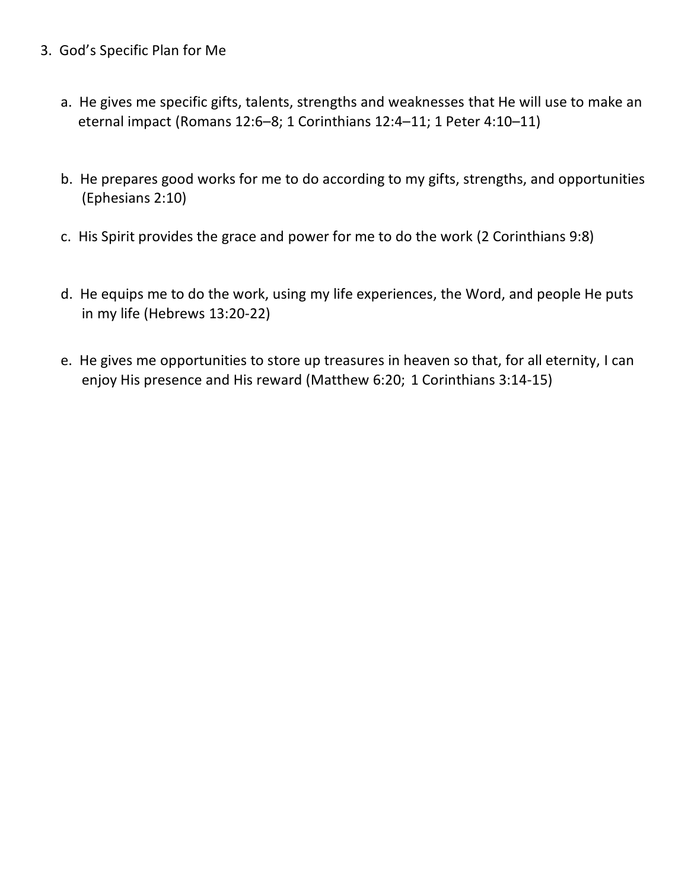3. God's Specific Plan for Me

   a. He gives me specific gifts, talents, strengths and weaknesses that He will use to make an eternal impact (Romans 12:6–8; 1 Corinthians 12:4–11; 1 Peter 4:10–11)

   b. He prepares good works for me to do according to my gifts, strengths, and opportunities (Ephesians 2:10)

   c. His Spirit provides the grace and power for me to do the work (2 Corinthians 9:8)

   d. He equips me to do the work, using my life experiences, the Word, and people He puts in my life (Hebrews 13:20-22)

   e. He gives me opportunities to store up treasures in heaven so that, for all eternity, I can enjoy His presence and His reward (Matthew 6:20; 1 Corinthians 3:14-15)